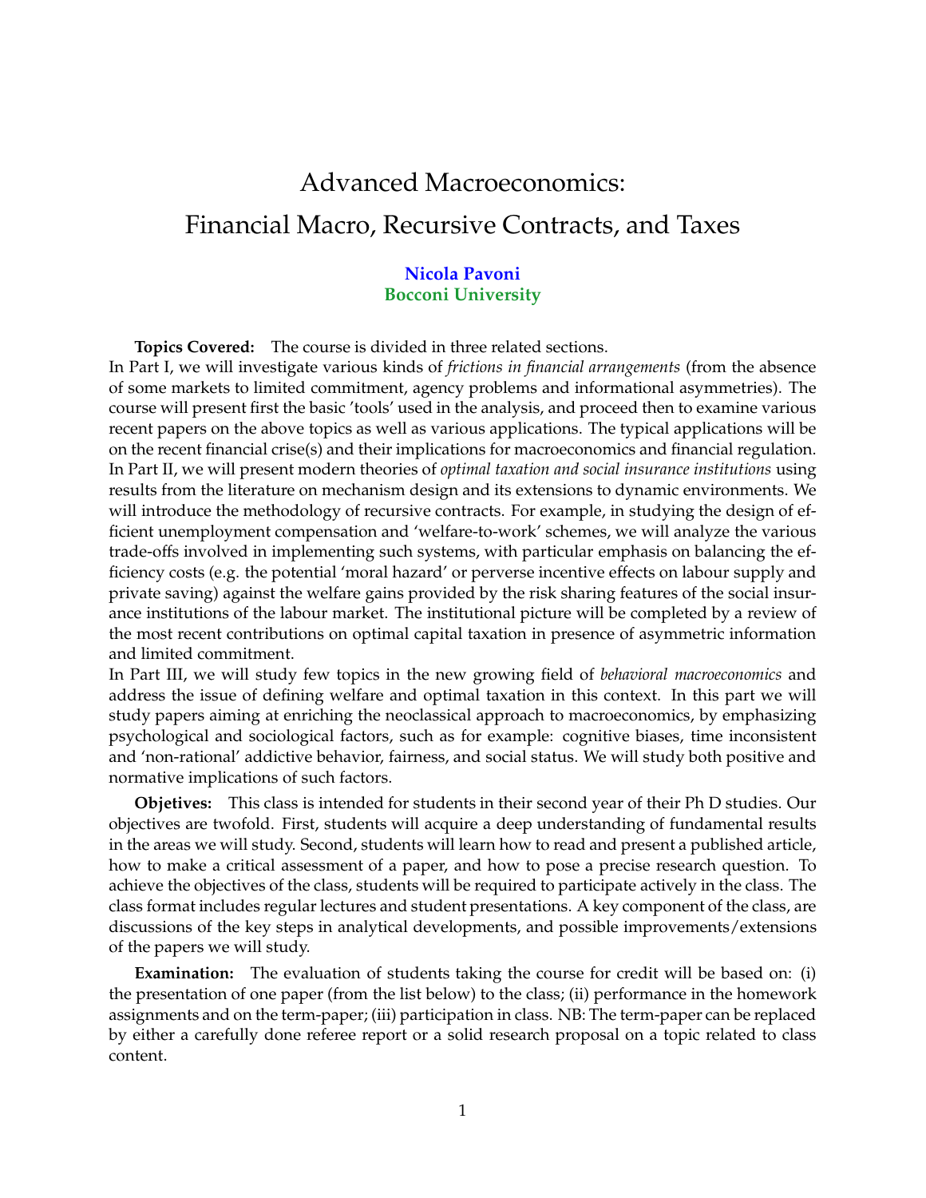# Advanced Macroeconomics:
# Financial Macro, Recursive Contracts, and Taxes

**Nicola Pavoni**
**Bocconi University**

**Topics Covered:** The course is divided in three related sections.
In Part I, we will investigate various kinds of *frictions in financial arrangements* (from the absence of some markets to limited commitment, agency problems and informational asymmetries). The course will present first the basic 'tools' used in the analysis, and proceed then to examine various recent papers on the above topics as well as various applications. The typical applications will be on the recent financial crise(s) and their implications for macroeconomics and financial regulation.
In Part II, we will present modern theories of *optimal taxation and social insurance institutions* using results from the literature on mechanism design and its extensions to dynamic environments. We will introduce the methodology of recursive contracts. For example, in studying the design of efficient unemployment compensation and 'welfare-to-work' schemes, we will analyze the various trade-offs involved in implementing such systems, with particular emphasis on balancing the efficiency costs (e.g. the potential 'moral hazard' or perverse incentive effects on labour supply and private saving) against the welfare gains provided by the risk sharing features of the social insurance institutions of the labour market. The institutional picture will be completed by a review of the most recent contributions on optimal capital taxation in presence of asymmetric information and limited commitment.
In Part III, we will study few topics in the new growing field of *behavioral macroeconomics* and address the issue of defining welfare and optimal taxation in this context. In this part we will study papers aiming at enriching the neoclassical approach to macroeconomics, by emphasizing psychological and sociological factors, such as for example: cognitive biases, time inconsistent and 'non-rational' addictive behavior, fairness, and social status. We will study both positive and normative implications of such factors.

**Objetives:** This class is intended for students in their second year of their Ph D studies. Our objectives are twofold. First, students will acquire a deep understanding of fundamental results in the areas we will study. Second, students will learn how to read and present a published article, how to make a critical assessment of a paper, and how to pose a precise research question. To achieve the objectives of the class, students will be required to participate actively in the class. The class format includes regular lectures and student presentations. A key component of the class, are discussions of the key steps in analytical developments, and possible improvements/extensions of the papers we will study.

**Examination:** The evaluation of students taking the course for credit will be based on: (i) the presentation of one paper (from the list below) to the class; (ii) performance in the homework assignments and on the term-paper; (iii) participation in class. NB: The term-paper can be replaced by either a carefully done referee report or a solid research proposal on a topic related to class content.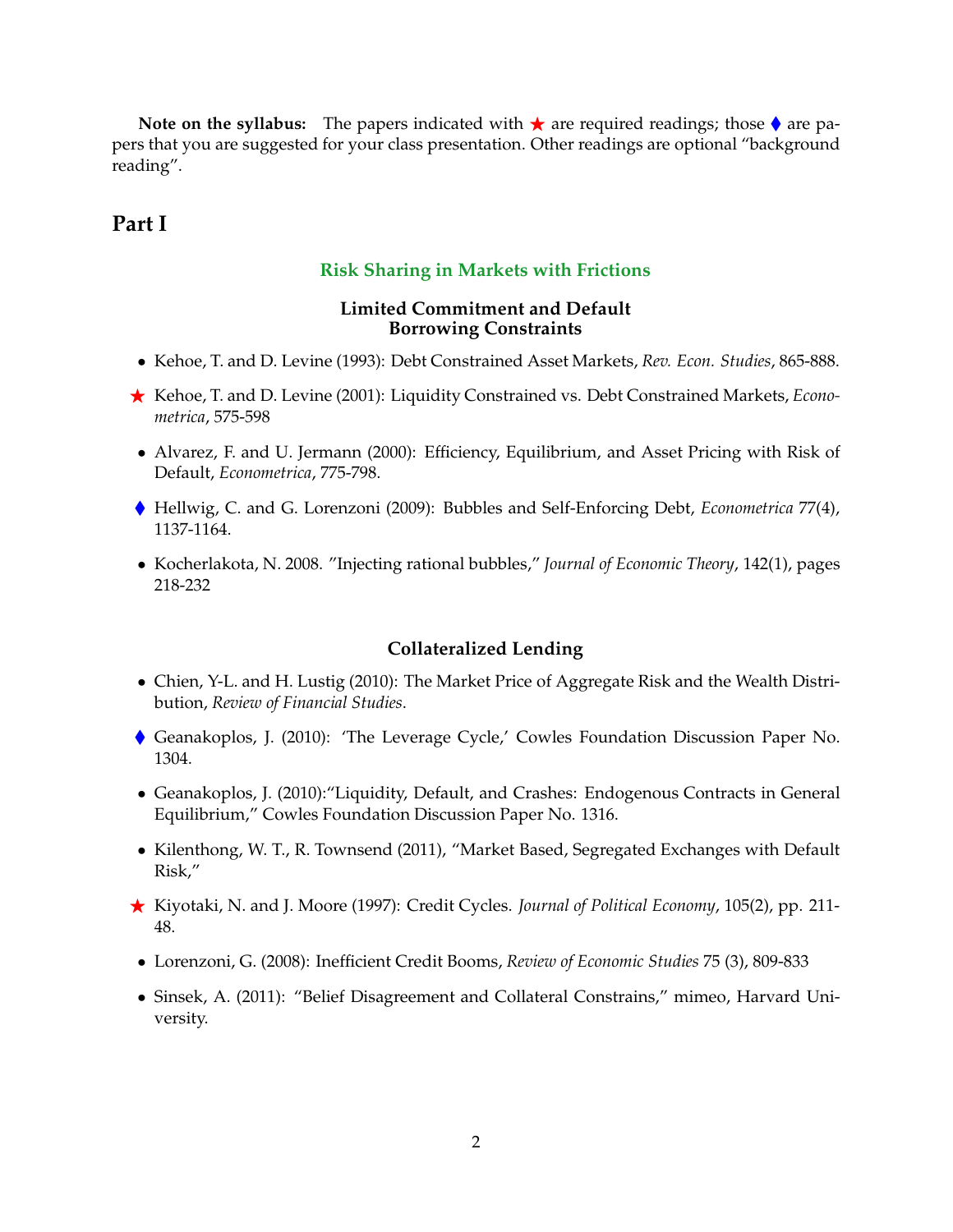**Note on the syllabus:** The papers indicated with ★ are required readings; those ♦ are papers that you are suggested for your class presentation. Other readings are optional "background reading".

# Part I

## Risk Sharing in Markets with Frictions

### Limited Commitment and Default
### Borrowing Constraints

- Kehoe, T. and D. Levine (1993): Debt Constrained Asset Markets, *Rev. Econ. Studies*, 865-888.
- ★ Kehoe, T. and D. Levine (2001): Liquidity Constrained vs. Debt Constrained Markets, *Econometrica*, 575-598
- Alvarez, F. and U. Jermann (2000): Efficiency, Equilibrium, and Asset Pricing with Risk of Default, *Econometrica*, 775-798.
- ♦ Hellwig, C. and G. Lorenzoni (2009): Bubbles and Self-Enforcing Debt, *Econometrica* 77(4), 1137-1164.
- Kocherlakota, N. 2008. "Injecting rational bubbles," *Journal of Economic Theory*, 142(1), pages 218-232

### Collateralized Lending

- Chien, Y-L. and H. Lustig (2010): The Market Price of Aggregate Risk and the Wealth Distribution, *Review of Financial Studies*.
- ♦ Geanakoplos, J. (2010): 'The Leverage Cycle,' Cowles Foundation Discussion Paper No. 1304.
- Geanakoplos, J. (2010):"Liquidity, Default, and Crashes: Endogenous Contracts in General Equilibrium," Cowles Foundation Discussion Paper No. 1316.
- Kilenthong, W. T., R. Townsend (2011), "Market Based, Segregated Exchanges with Default Risk,"
- ★ Kiyotaki, N. and J. Moore (1997): Credit Cycles. *Journal of Political Economy*, 105(2), pp. 211-48.
- Lorenzoni, G. (2008): Inefficient Credit Booms, *Review of Economic Studies* 75 (3), 809-833
- Sinsek, A. (2011): "Belief Disagreement and Collateral Constrains," mimeo, Harvard University.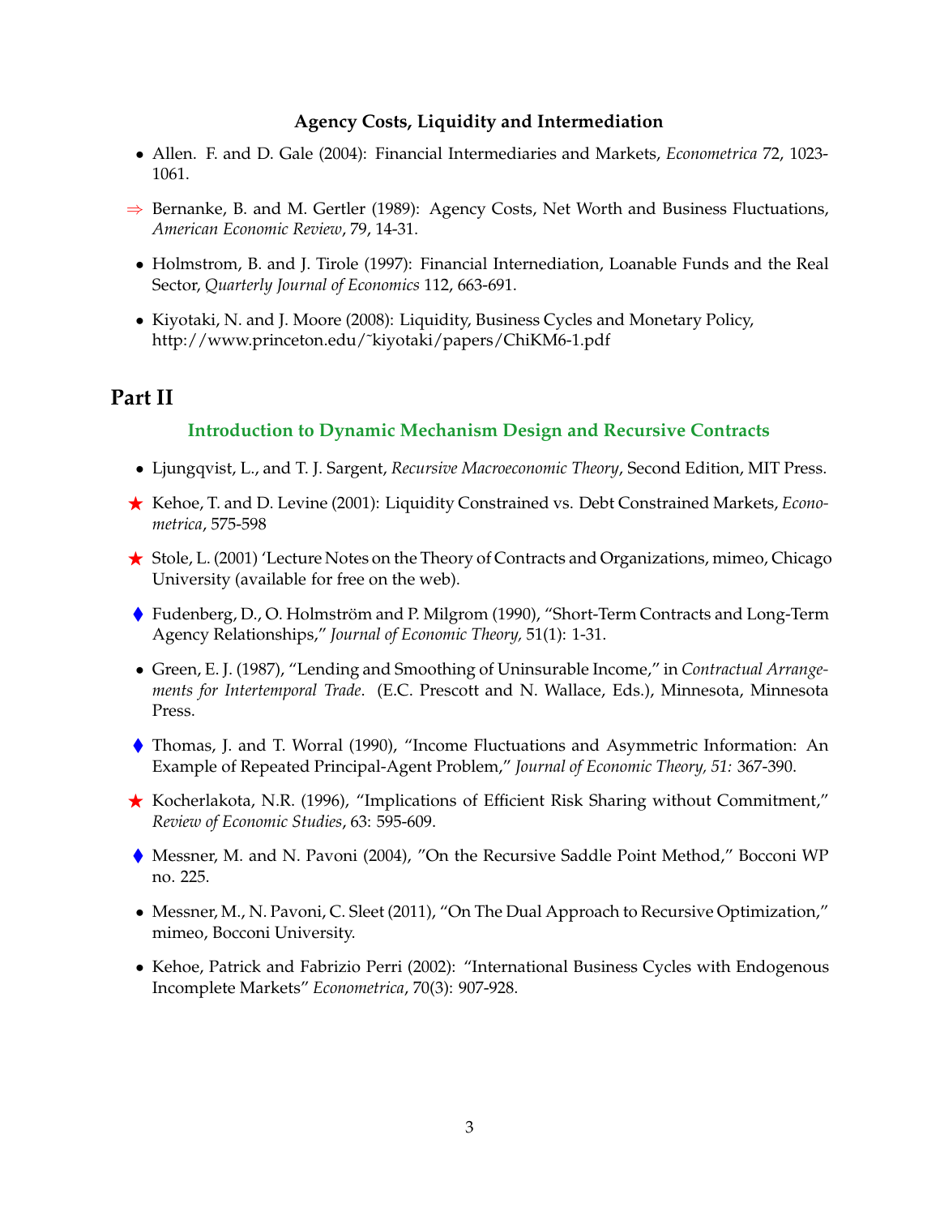### Agency Costs, Liquidity and Intermediation

- Allen. F. and D. Gale (2004): Financial Intermediaries and Markets, *Econometrica* 72, 1023-1061.
- ⇒ Bernanke, B. and M. Gertler (1989): Agency Costs, Net Worth and Business Fluctuations, *American Economic Review*, 79, 14-31.
- Holmstrom, B. and J. Tirole (1997): Financial Internediation, Loanable Funds and the Real Sector, *Quarterly Journal of Economics* 112, 663-691.
- Kiyotaki, N. and J. Moore (2008): Liquidity, Business Cycles and Monetary Policy, http://www.princeton.edu/~kiyotaki/papers/ChiKM6-1.pdf

## Part II

### Introduction to Dynamic Mechanism Design and Recursive Contracts

- Ljungqvist, L., and T. J. Sargent, *Recursive Macroeconomic Theory*, Second Edition, MIT Press.
- ★ Kehoe, T. and D. Levine (2001): Liquidity Constrained vs. Debt Constrained Markets, *Econometrica*, 575-598
- ★ Stole, L. (2001) 'Lecture Notes on the Theory of Contracts and Organizations, mimeo, Chicago University (available for free on the web).
- ♦ Fudenberg, D., O. Holmström and P. Milgrom (1990), "Short-Term Contracts and Long-Term Agency Relationships," *Journal of Economic Theory,* 51(1): 1-31.
- Green, E. J. (1987), "Lending and Smoothing of Uninsurable Income," in *Contractual Arrangements for Intertemporal Trade*. (E.C. Prescott and N. Wallace, Eds.), Minnesota, Minnesota Press.
- ♦ Thomas, J. and T. Worral (1990), "Income Fluctuations and Asymmetric Information: An Example of Repeated Principal-Agent Problem," *Journal of Economic Theory, 51:* 367-390.
- ★ Kocherlakota, N.R. (1996), "Implications of Efficient Risk Sharing without Commitment," *Review of Economic Studies*, 63: 595-609.
- ♦ Messner, M. and N. Pavoni (2004), "On the Recursive Saddle Point Method," Bocconi WP no. 225.
- Messner, M., N. Pavoni, C. Sleet (2011), "On The Dual Approach to Recursive Optimization," mimeo, Bocconi University.
- Kehoe, Patrick and Fabrizio Perri (2002): "International Business Cycles with Endogenous Incomplete Markets" *Econometrica*, 70(3): 907-928.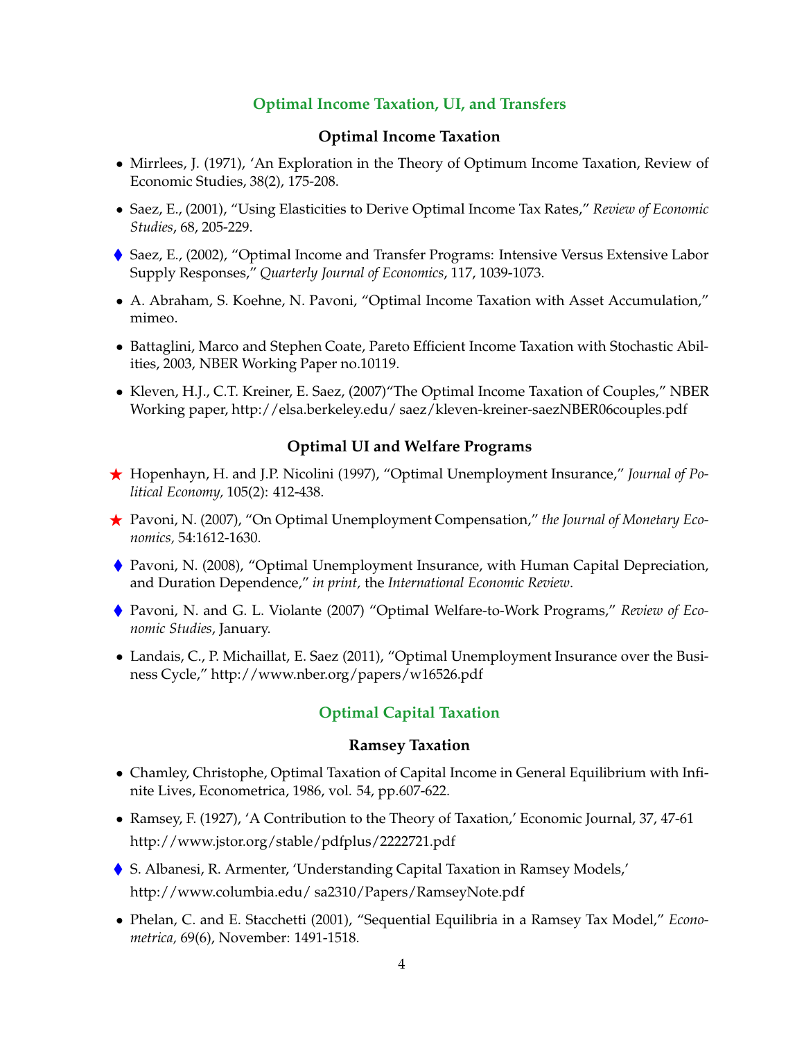## Optimal Income Taxation, UI, and Transfers

### Optimal Income Taxation

- Mirrlees, J. (1971), 'An Exploration in the Theory of Optimum Income Taxation, Review of Economic Studies, 38(2), 175-208.
- Saez, E., (2001), "Using Elasticities to Derive Optimal Income Tax Rates," *Review of Economic Studies*, 68, 205-229.
- ♦ Saez, E., (2002), "Optimal Income and Transfer Programs: Intensive Versus Extensive Labor Supply Responses," *Quarterly Journal of Economics*, 117, 1039-1073.
- A. Abraham, S. Koehne, N. Pavoni, "Optimal Income Taxation with Asset Accumulation," mimeo.
- Battaglini, Marco and Stephen Coate, Pareto Efficient Income Taxation with Stochastic Abilities, 2003, NBER Working Paper no.10119.
- Kleven, H.J., C.T. Kreiner, E. Saez, (2007)"The Optimal Income Taxation of Couples," NBER Working paper, http://elsa.berkeley.edu/ saez/kleven-kreiner-saezNBER06couples.pdf

### Optimal UI and Welfare Programs

- ★ Hopenhayn, H. and J.P. Nicolini (1997), "Optimal Unemployment Insurance," *Journal of Political Economy,* 105(2): 412-438.
- ★ Pavoni, N. (2007), "On Optimal Unemployment Compensation," *the Journal of Monetary Economics,* 54:1612-1630.
- ♦ Pavoni, N. (2008), "Optimal Unemployment Insurance, with Human Capital Depreciation, and Duration Dependence," *in print,* the *International Economic Review*.
- ♦ Pavoni, N. and G. L. Violante (2007) "Optimal Welfare-to-Work Programs," *Review of Economic Studies*, January.
- Landais, C., P. Michaillat, E. Saez (2011), "Optimal Unemployment Insurance over the Business Cycle," http://www.nber.org/papers/w16526.pdf

## Optimal Capital Taxation

### Ramsey Taxation

- Chamley, Christophe, Optimal Taxation of Capital Income in General Equilibrium with Infinite Lives, Econometrica, 1986, vol. 54, pp.607-622.
- Ramsey, F. (1927), 'A Contribution to the Theory of Taxation,' Economic Journal, 37, 47-61 http://www.jstor.org/stable/pdfplus/2222721.pdf
- ♦ S. Albanesi, R. Armenter, 'Understanding Capital Taxation in Ramsey Models,' http://www.columbia.edu/ sa2310/Papers/RamseyNote.pdf
- Phelan, C. and E. Stacchetti (2001), "Sequential Equilibria in a Ramsey Tax Model," *Econometrica,* 69(6), November: 1491-1518.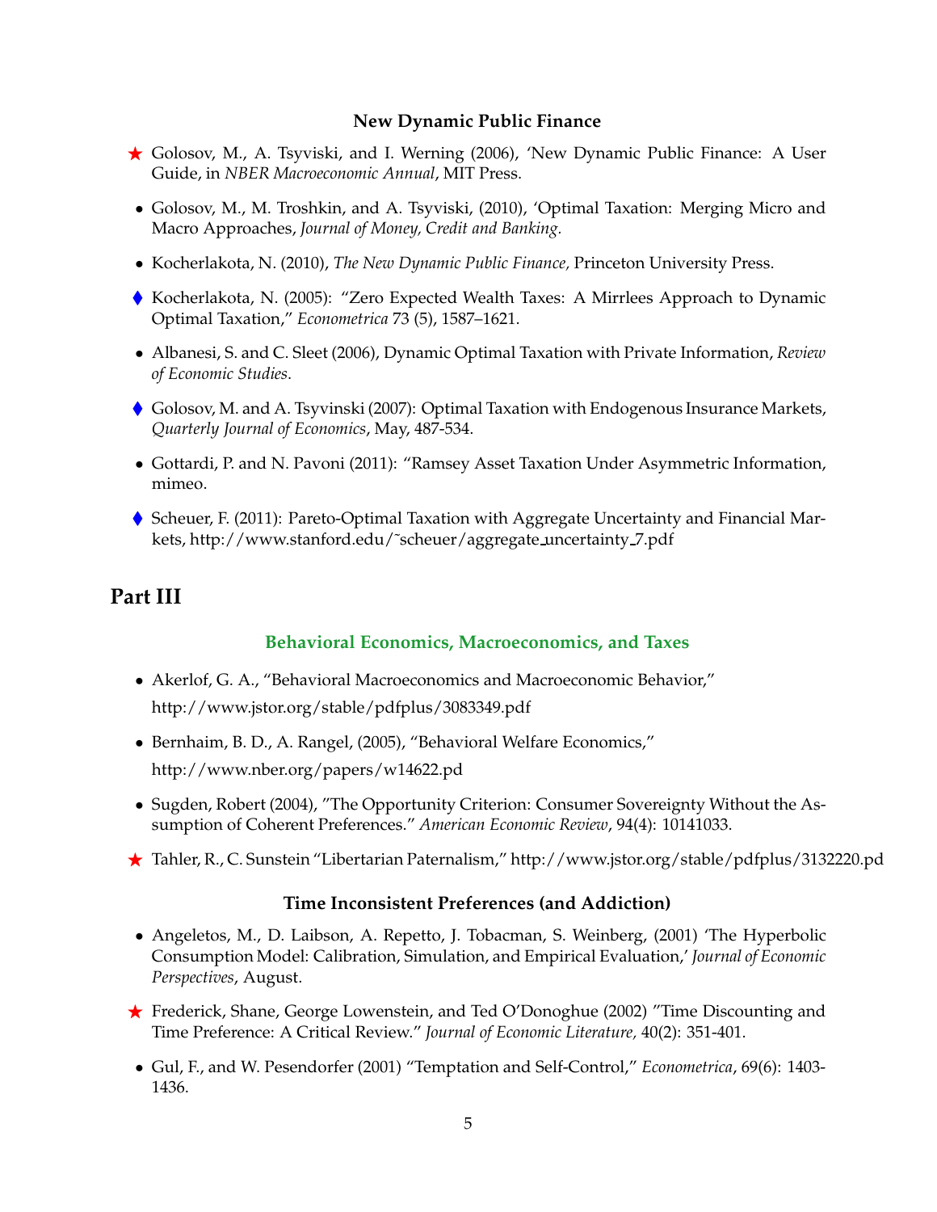### New Dynamic Public Finance

- ★ Golosov, M., A. Tsyviski, and I. Werning (2006), 'New Dynamic Public Finance: A User Guide, in *NBER Macroeconomic Annual*, MIT Press.
- Golosov, M., M. Troshkin, and A. Tsyviski, (2010), 'Optimal Taxation: Merging Micro and Macro Approaches, *Journal of Money, Credit and Banking.*
- Kocherlakota, N. (2010), *The New Dynamic Public Finance,* Princeton University Press.
- ♦ Kocherlakota, N. (2005): "Zero Expected Wealth Taxes: A Mirrlees Approach to Dynamic Optimal Taxation," *Econometrica* 73 (5), 1587–1621.
- Albanesi, S. and C. Sleet (2006), Dynamic Optimal Taxation with Private Information, *Review of Economic Studies*.
- ♦ Golosov, M. and A. Tsyvinski (2007): Optimal Taxation with Endogenous Insurance Markets, *Quarterly Journal of Economics*, May, 487-534.
- Gottardi, P. and N. Pavoni (2011): "Ramsey Asset Taxation Under Asymmetric Information, mimeo.
- ♦ Scheuer, F. (2011): Pareto-Optimal Taxation with Aggregate Uncertainty and Financial Markets, http://www.stanford.edu/˜scheuer/aggregate_uncertainty_7.pdf

# Part III

### Behavioral Economics, Macroeconomics, and Taxes

- Akerlof, G. A., "Behavioral Macroeconomics and Macroeconomic Behavior," http://www.jstor.org/stable/pdfplus/3083349.pdf
- Bernhaim, B. D., A. Rangel, (2005), "Behavioral Welfare Economics," http://www.nber.org/papers/w14622.pd
- Sugden, Robert (2004), "The Opportunity Criterion: Consumer Sovereignty Without the Assumption of Coherent Preferences." *American Economic Review*, 94(4): 10141033.
- ★ Tahler, R., C. Sunstein "Libertarian Paternalism," http://www.jstor.org/stable/pdfplus/3132220.pd

### Time Inconsistent Preferences (and Addiction)

- Angeletos, M., D. Laibson, A. Repetto, J. Tobacman, S. Weinberg, (2001) 'The Hyperbolic Consumption Model: Calibration, Simulation, and Empirical Evaluation,' *Journal of Economic Perspectives*, August.
- ★ Frederick, Shane, George Lowenstein, and Ted O'Donoghue (2002) "Time Discounting and Time Preference: A Critical Review." *Journal of Economic Literature,* 40(2): 351-401.
- Gul, F., and W. Pesendorfer (2001) "Temptation and Self-Control," *Econometrica*, 69(6): 1403-1436.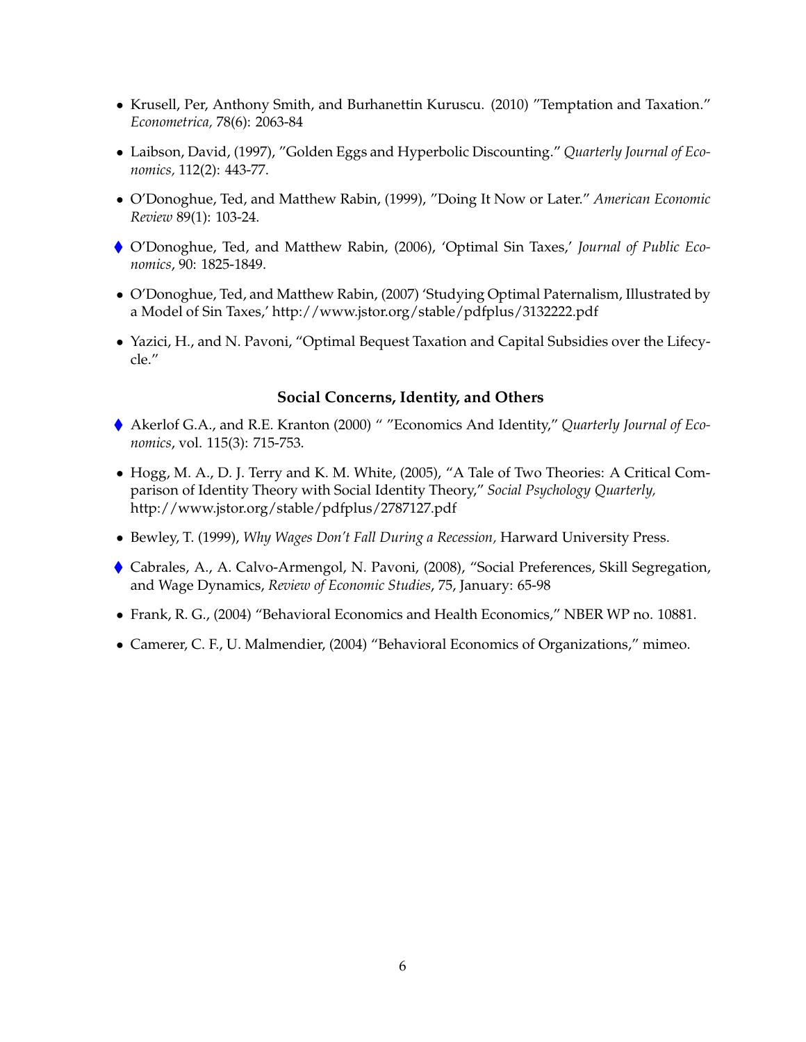- Krusell, Per, Anthony Smith, and Burhanettin Kuruscu. (2010) "Temptation and Taxation." *Econometrica,* 78(6): 2063-84

- Laibson, David, (1997), "Golden Eggs and Hyperbolic Discounting." *Quarterly Journal of Economics,* 112(2): 443-77.

- O'Donoghue, Ted, and Matthew Rabin, (1999), "Doing It Now or Later." *American Economic Review* 89(1): 103-24.

- ♦ O'Donoghue, Ted, and Matthew Rabin, (2006), 'Optimal Sin Taxes,' *Journal of Public Economics*, 90: 1825-1849.

- O'Donoghue, Ted, and Matthew Rabin, (2007) 'Studying Optimal Paternalism, Illustrated by a Model of Sin Taxes,' http://www.jstor.org/stable/pdfplus/3132222.pdf

- Yazici, H., and N. Pavoni, "Optimal Bequest Taxation and Capital Subsidies over the Lifecycle."

### Social Concerns, Identity, and Others

- ♦ Akerlof G.A., and R.E. Kranton (2000) " "Economics And Identity," *Quarterly Journal of Economics*, vol. 115(3): 715-753.

- Hogg, M. A., D. J. Terry and K. M. White, (2005), "A Tale of Two Theories: A Critical Comparison of Identity Theory with Social Identity Theory," *Social Psychology Quarterly,* http://www.jstor.org/stable/pdfplus/2787127.pdf

- Bewley, T. (1999), *Why Wages Don't Fall During a Recession,* Harward University Press.

- ♦ Cabrales, A., A. Calvo-Armengol, N. Pavoni, (2008), "Social Preferences, Skill Segregation, and Wage Dynamics, *Review of Economic Studies*, 75, January: 65-98

- Frank, R. G., (2004) "Behavioral Economics and Health Economics," NBER WP no. 10881.

- Camerer, C. F., U. Malmendier, (2004) "Behavioral Economics of Organizations," mimeo.